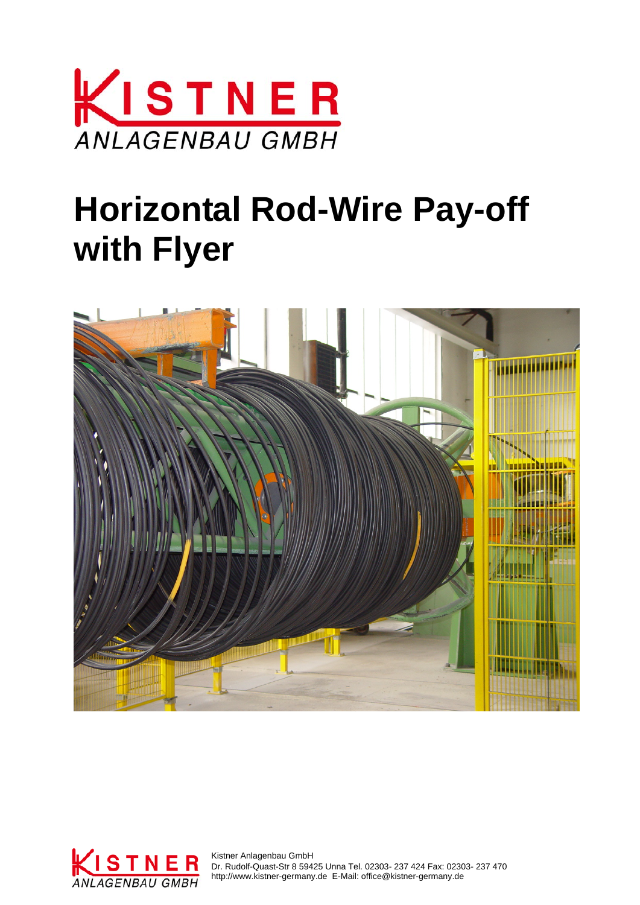# Horizontal Rod-Wire Pay-off with Flyer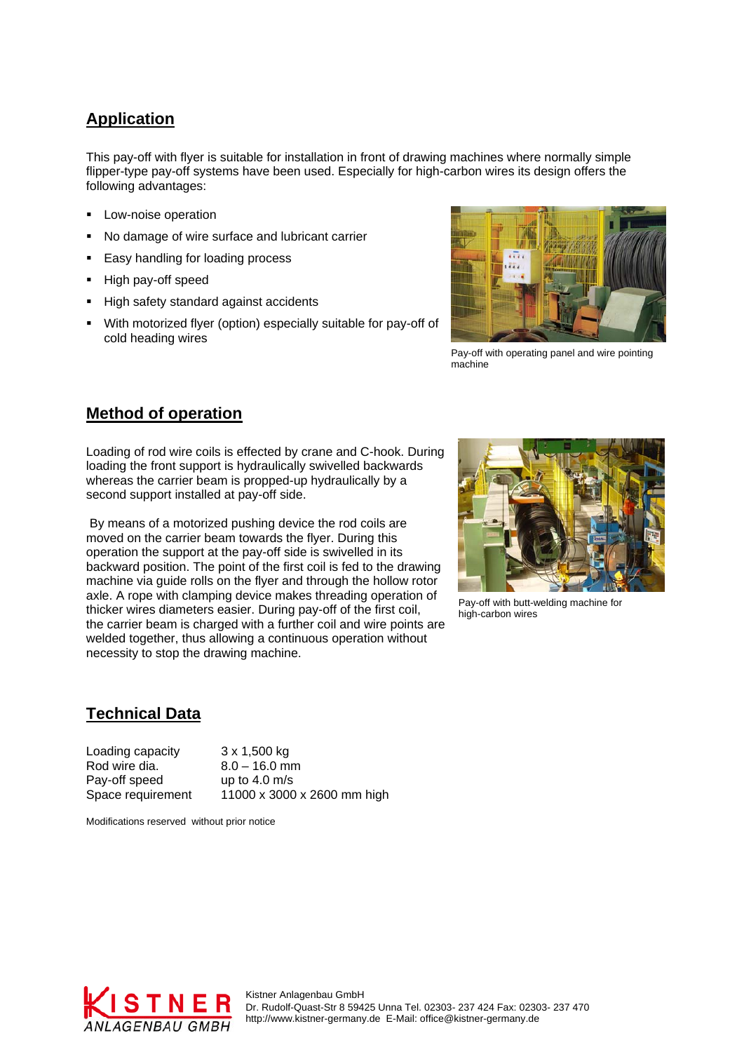## Application

This pay-off with flyer is suitable for installation in front of drawing machines where normally simple flipper-type pay-off systems have been used. Especially for high-carbon wires its design offers the following advantages:

- Low-noise operation
- No damage of wire surface and lubricant carrier
- Easy handling for loading process
- High pay-off speed
- High safety standard against accidents
- With motorized flyer (option) especially suitable for pay-off of cold heading wires

Pay-off with operating panel and wire pointing machine

## Method of operation

Loading of rod wire coils is effected by crane and C-hook. During loading the front support is hydraulically swivelled backwards whereas the carrier beam is propped-up hydraulically by a second support installed at pay-off side.

By means of a motorized pushing device the rod coils are moved on the carrier beam towards the flyer. During this operation the support at the pay-off side is swivelled in its backward position. The point of the first coil is fed to the drawing machine via guide rolls on the flyer and through the hollow rotor axle. A rope with clamping device makes threading operation of thicker wires diameters easier. During pay-off of the first coil, the carrier beam is charged with a further coil and wire points are welded together, thus allowing a continuous operation without necessity to stop the drawing machine.

Pay-off with butt-welding machine for high-carbon wires

## Technical Data

| | |
|---|---|
| Loading capacity | 3 x 1,500 kg |
| Rod wire dia. | 8.0 – 16.0 mm |
| Pay-off speed | up to 4.0 m/s |
| Space requirement | 11000 x 3000 x 2600 mm high |

Modifications reserved without prior notice

KISTNER ANLAGENBAU GMBH

Kistner Anlagenbau GmbH
Dr. Rudolf-Quast-Str 8 59425 Unna Tel. 02303- 237 424 Fax: 02303- 237 470
http://www.kistner-germany.de E-Mail: office@kistner-germany.de